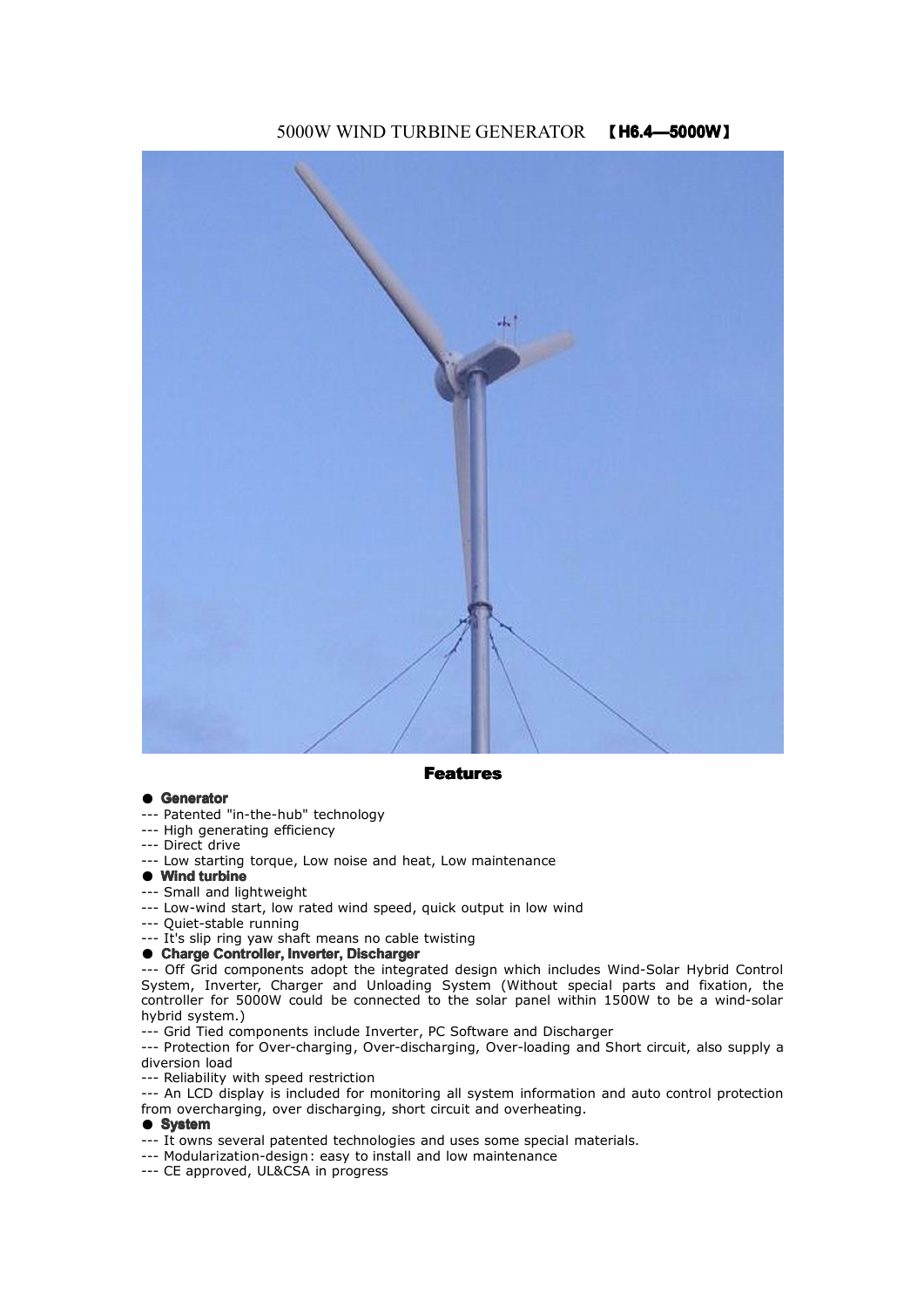# 5000W WIND TURBINE GENERATOR 【H6.4—5000W】

## Features

● **Generator**

--- Patented "in-the-hub" technology

--- High generating efficiency

--- Direct drive

--- Low starting torque, Low noise and heat, Low maintenance

● **Wind turbine**

--- Small and lightweight

--- Low-wind start, low rated wind speed, quick output in low wind

--- Quiet-stable running

--- It's slip ring yaw shaft means no cable twisting

● **Charge Controller, Inverter, Discharger**

--- Off Grid components adopt the integrated design which includes Wind-Solar Hybrid Control System, Inverter, Charger and Unloading System (Without special parts and fixation, the controller for 5000W could be connected to the solar panel within 1500W to be a wind-solar hybrid system.)

--- Grid Tied components include Inverter, PC Software and Discharger

--- Protection for Over-charging, Over-discharging, Over-loading and Short circuit, also supply a diversion load

--- Reliability with speed restriction

--- An LCD display is included for monitoring all system information and auto control protection from overcharging, over discharging, short circuit and overheating.

● **System**

--- It owns several patented technologies and uses some special materials.

--- Modularization-design: easy to install and low maintenance

--- CE approved, UL&CSA in progress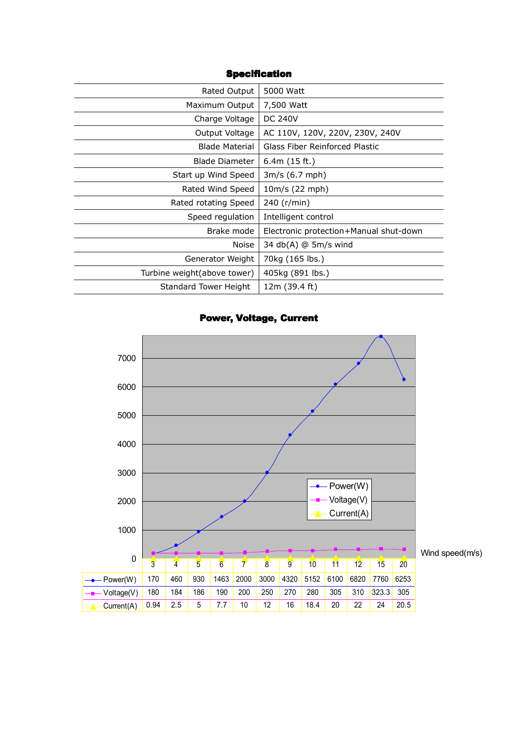## Specification

| | |
|---|---|
| Rated Output | 5000 Watt |
| Maximum Output | 7,500 Watt |
| Charge Voltage | DC 240V |
| Output Voltage | AC 110V, 120V, 220V, 230V, 240V |
| Blade Material | Glass Fiber Reinforced Plastic |
| Blade Diameter | 6.4m (15 ft.) |
| Start up Wind Speed | 3m/s (6.7 mph) |
| Rated Wind Speed | 10m/s (22 mph) |
| Rated rotating Speed | 240 (r/min) |
| Speed regulation | Intelligent control |
| Brake mode | Electronic protection+Manual shut-down |
| Noise | 34 db(A) @ 5m/s wind |
| Generator Weight | 70kg (165 lbs.) |
| Turbine weight(above tower) | 405kg (891 lbs.) |
| Standard Tower Height | 12m (39.4 ft) |

## Power, Voltage, Current

7000
6000
5000
4000
3000
2000
1000
0

Power(W)
Voltage(V)
Current(A)

Wind speed(m/s)

| | 3 | 4 | 5 | 6 | 7 | 8 | 9 | 10 | 11 | 12 | 15 | 20 |
|---|---|---|---|---|---|---|---|---|---|---|---|---|
| Power(W) | 170 | 460 | 930 | 1463 | 2000 | 3000 | 4320 | 5152 | 6100 | 6820 | 7760 | 6253 |
| Voltage(V) | 180 | 184 | 186 | 190 | 200 | 250 | 270 | 280 | 305 | 310 | 323.3 | 305 |
| Current(A) | 0.94 | 2.5 | 5 | 7.7 | 10 | 12 | 16 | 18.4 | 20 | 22 | 24 | 20.5 |